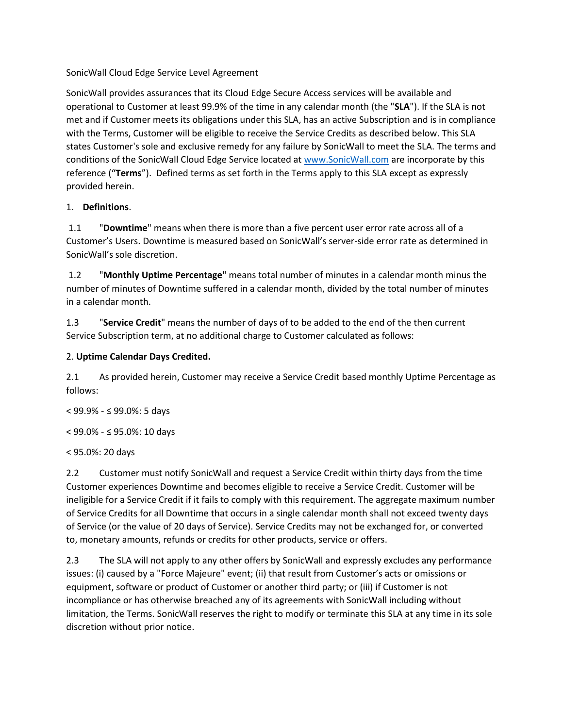SonicWall Cloud Edge Service Level Agreement

SonicWall provides assurances that its Cloud Edge Secure Access services will be available and operational to Customer at least 99.9% of the time in any calendar month (the "**SLA**"). If the SLA is not met and if Customer meets its obligations under this SLA, has an active Subscription and is in compliance with the Terms, Customer will be eligible to receive the Service Credits as described below. This SLA states Customer's sole and exclusive remedy for any failure by SonicWall to meet the SLA. The terms and conditions of the SonicWall Cloud Edge Service located at [www.SonicWall.com](http://www.SonicWall.com) are incorporate by this reference ("**Terms**"). Defined terms as set forth in the Terms apply to this SLA except as expressly provided herein.

1. **Definitions**.

1.1 "**Downtime**" means when there is more than a five percent user error rate across all of a Customer's Users. Downtime is measured based on SonicWall's server-side error rate as determined in SonicWall's sole discretion.

1.2 "**Monthly Uptime Percentage**" means total number of minutes in a calendar month minus the number of minutes of Downtime suffered in a calendar month, divided by the total number of minutes in a calendar month.

1.3 "**Service Credit**" means the number of days of to be added to the end of the then current Service Subscription term, at no additional charge to Customer calculated as follows:

2. **Uptime Calendar Days Credited.**

2.1 As provided herein, Customer may receive a Service Credit based monthly Uptime Percentage as follows:

< 99.9% - ≤ 99.0%: 5 days

< 99.0% - ≤ 95.0%: 10 days

< 95.0%: 20 days

2.2 Customer must notify SonicWall and request a Service Credit within thirty days from the time Customer experiences Downtime and becomes eligible to receive a Service Credit. Customer will be ineligible for a Service Credit if it fails to comply with this requirement. The aggregate maximum number of Service Credits for all Downtime that occurs in a single calendar month shall not exceed twenty days of Service (or the value of 20 days of Service). Service Credits may not be exchanged for, or converted to, monetary amounts, refunds or credits for other products, service or offers.

2.3 The SLA will not apply to any other offers by SonicWall and expressly excludes any performance issues: (i) caused by a "Force Majeure" event; (ii) that result from Customer's acts or omissions or equipment, software or product of Customer or another third party; or (iii) if Customer is not incompliance or has otherwise breached any of its agreements with SonicWall including without limitation, the Terms. SonicWall reserves the right to modify or terminate this SLA at any time in its sole discretion without prior notice.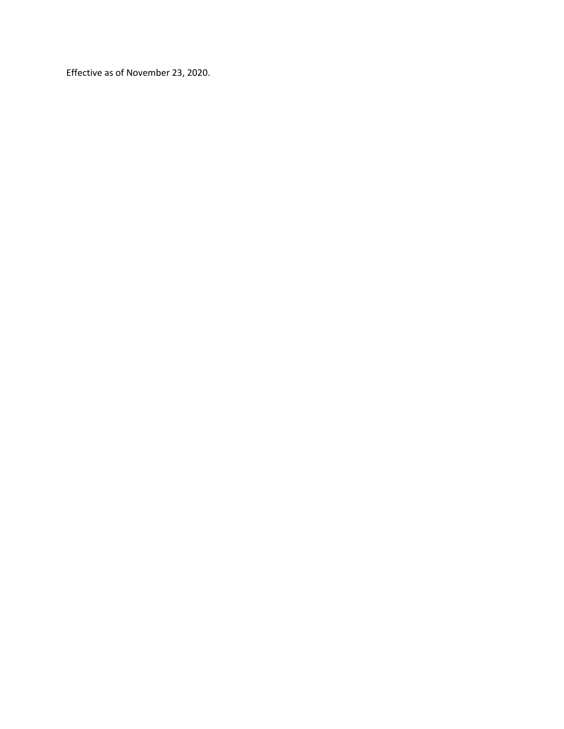Effective as of November 23, 2020.